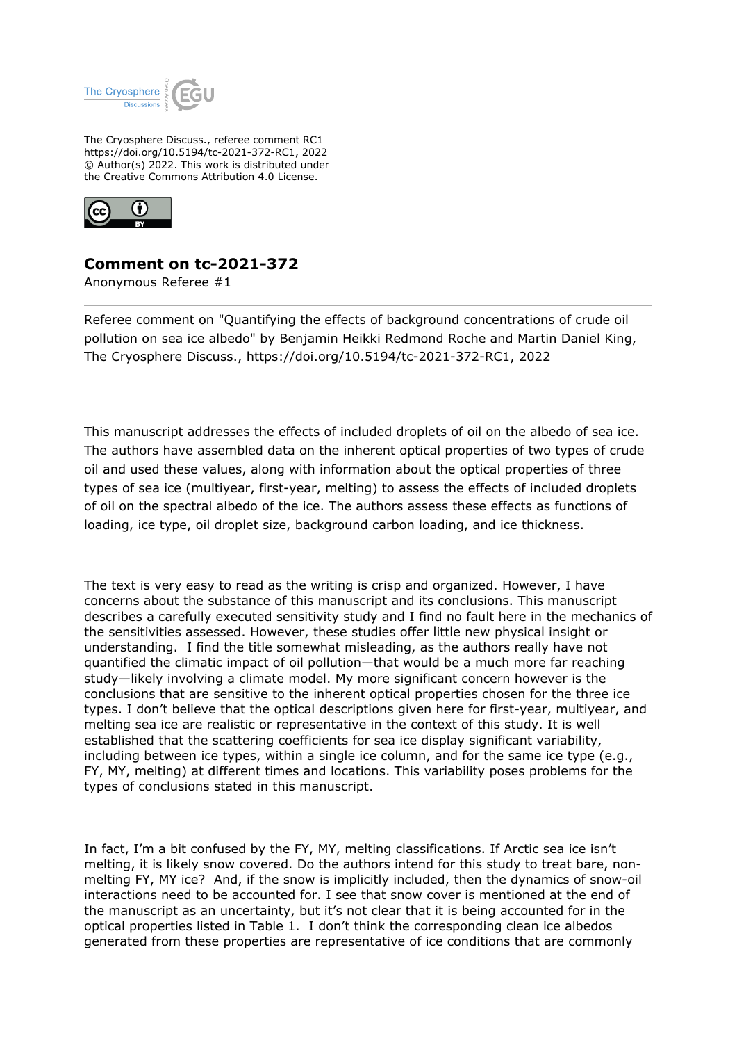The Cryosphere Discuss., referee comment RC1
https://doi.org/10.5194/tc-2021-372-RC1, 2022
© Author(s) 2022. This work is distributed under
the Creative Commons Attribution 4.0 License.

# Comment on tc-2021-372

Anonymous Referee #1

---

Referee comment on "Quantifying the effects of background concentrations of crude oil pollution on sea ice albedo" by Benjamin Heikki Redmond Roche and Martin Daniel King, The Cryosphere Discuss., https://doi.org/10.5194/tc-2021-372-RC1, 2022

---

This manuscript addresses the effects of included droplets of oil on the albedo of sea ice. The authors have assembled data on the inherent optical properties of two types of crude oil and used these values, along with information about the optical properties of three types of sea ice (multiyear, first-year, melting) to assess the effects of included droplets of oil on the spectral albedo of the ice. The authors assess these effects as functions of loading, ice type, oil droplet size, background carbon loading, and ice thickness.

The text is very easy to read as the writing is crisp and organized. However, I have concerns about the substance of this manuscript and its conclusions. This manuscript describes a carefully executed sensitivity study and I find no fault here in the mechanics of the sensitivities assessed. However, these studies offer little new physical insight or understanding. I find the title somewhat misleading, as the authors really have not quantified the climatic impact of oil pollution—that would be a much more far reaching study—likely involving a climate model. My more significant concern however is the conclusions that are sensitive to the inherent optical properties chosen for the three ice types. I don't believe that the optical descriptions given here for first-year, multiyear, and melting sea ice are realistic or representative in the context of this study. It is well established that the scattering coefficients for sea ice display significant variability, including between ice types, within a single ice column, and for the same ice type (e.g., FY, MY, melting) at different times and locations. This variability poses problems for the types of conclusions stated in this manuscript.

In fact, I'm a bit confused by the FY, MY, melting classifications. If Arctic sea ice isn't melting, it is likely snow covered. Do the authors intend for this study to treat bare, non-melting FY, MY ice? And, if the snow is implicitly included, then the dynamics of snow-oil interactions need to be accounted for. I see that snow cover is mentioned at the end of the manuscript as an uncertainty, but it's not clear that it is being accounted for in the optical properties listed in Table 1. I don't think the corresponding clean ice albedos generated from these properties are representative of ice conditions that are commonly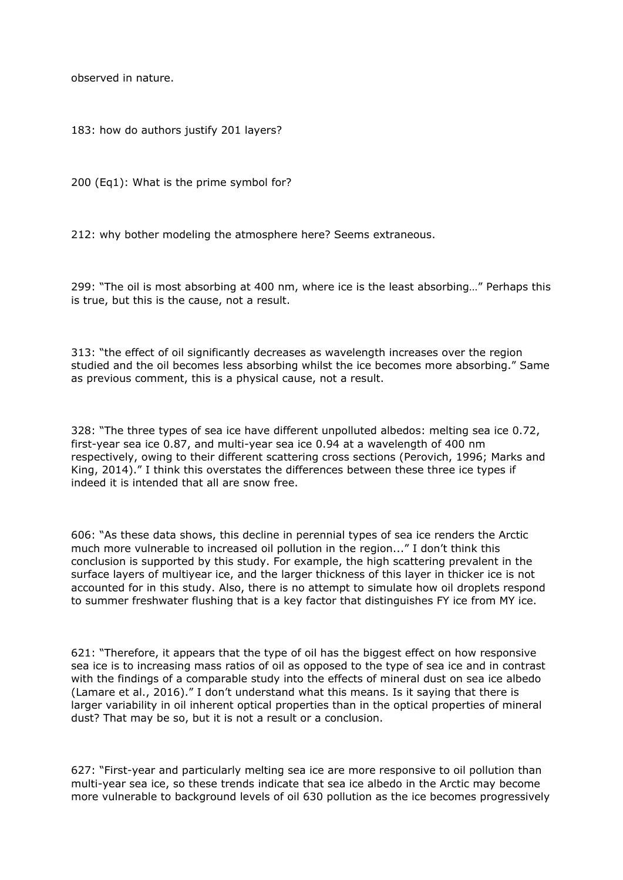observed in nature.

183: how do authors justify 201 layers?

200 (Eq1): What is the prime symbol for?

212: why bother modeling the atmosphere here? Seems extraneous.

299: "The oil is most absorbing at 400 nm, where ice is the least absorbing…" Perhaps this is true, but this is the cause, not a result.

313: "the effect of oil significantly decreases as wavelength increases over the region studied and the oil becomes less absorbing whilst the ice becomes more absorbing." Same as previous comment, this is a physical cause, not a result.

328: "The three types of sea ice have different unpolluted albedos: melting sea ice 0.72, first-year sea ice 0.87, and multi-year sea ice 0.94 at a wavelength of 400 nm respectively, owing to their different scattering cross sections (Perovich, 1996; Marks and King, 2014)." I think this overstates the differences between these three ice types if indeed it is intended that all are snow free.

606: "As these data shows, this decline in perennial types of sea ice renders the Arctic much more vulnerable to increased oil pollution in the region..." I don't think this conclusion is supported by this study. For example, the high scattering prevalent in the surface layers of multiyear ice, and the larger thickness of this layer in thicker ice is not accounted for in this study. Also, there is no attempt to simulate how oil droplets respond to summer freshwater flushing that is a key factor that distinguishes FY ice from MY ice.

621: "Therefore, it appears that the type of oil has the biggest effect on how responsive sea ice is to increasing mass ratios of oil as opposed to the type of sea ice and in contrast with the findings of a comparable study into the effects of mineral dust on sea ice albedo (Lamare et al., 2016)." I don't understand what this means. Is it saying that there is larger variability in oil inherent optical properties than in the optical properties of mineral dust? That may be so, but it is not a result or a conclusion.

627: "First-year and particularly melting sea ice are more responsive to oil pollution than multi-year sea ice, so these trends indicate that sea ice albedo in the Arctic may become more vulnerable to background levels of oil 630 pollution as the ice becomes progressively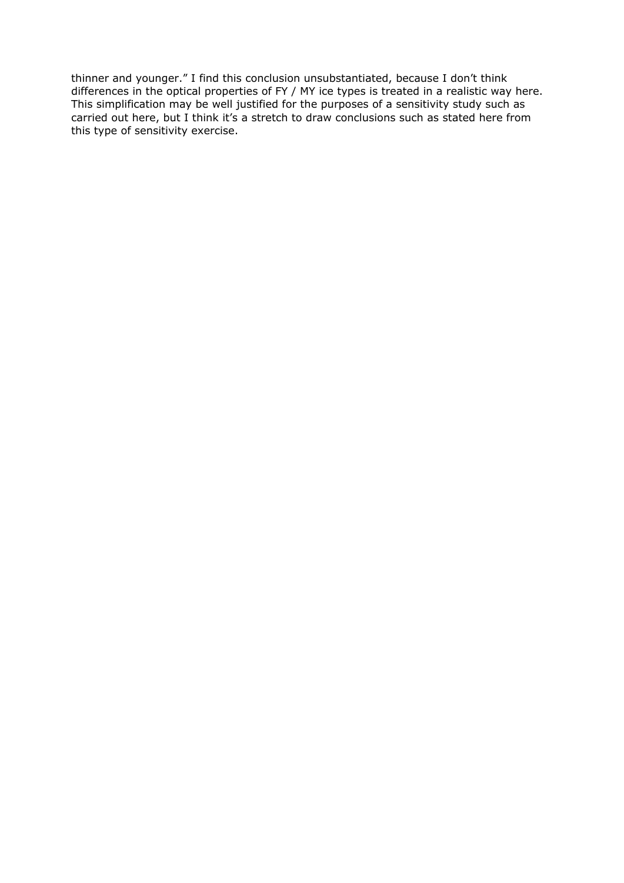thinner and younger." I find this conclusion unsubstantiated, because I don't think differences in the optical properties of FY / MY ice types is treated in a realistic way here. This simplification may be well justified for the purposes of a sensitivity study such as carried out here, but I think it's a stretch to draw conclusions such as stated here from this type of sensitivity exercise.